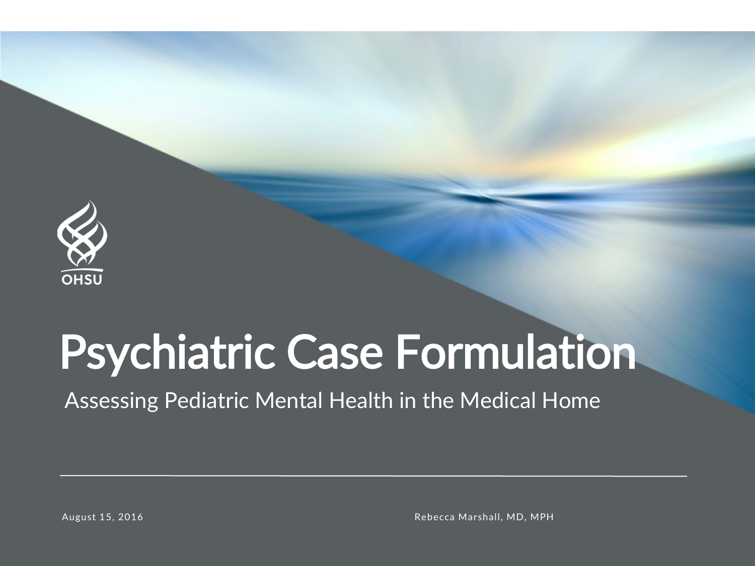OHSU

# Psychiatric Case Formulation

## Assessing Pediatric Mental Health in the Medical Home

August 15, 2016

Rebecca Marshall, MD, MPH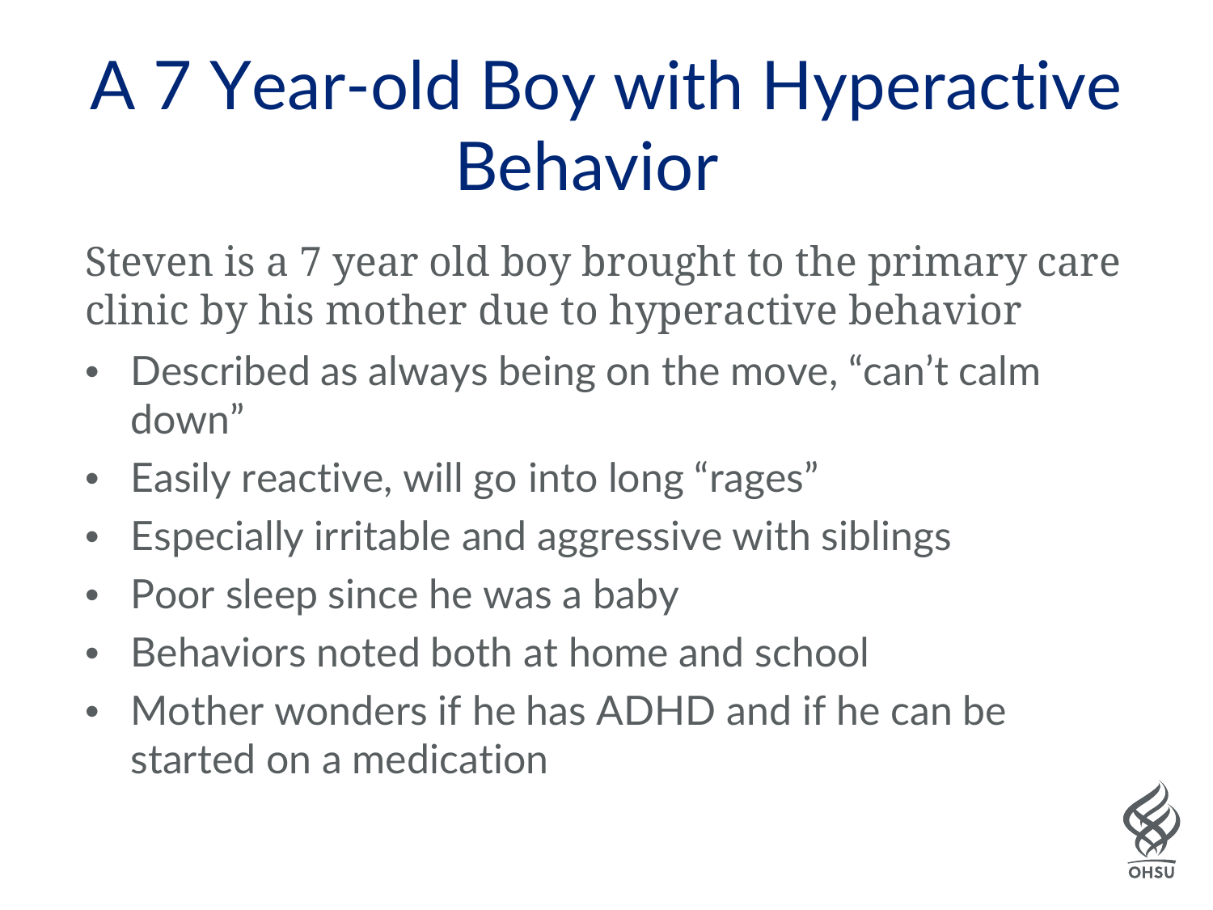# A 7 Year-old Boy with Hyperactive Behavior

Steven is a 7 year old boy brought to the primary care clinic by his mother due to hyperactive behavior

- Described as always being on the move, “can’t calm down”
- Easily reactive, will go into long “rages”
- Especially irritable and aggressive with siblings
- Poor sleep since he was a baby
- Behaviors noted both at home and school
- Mother wonders if he has ADHD and if he can be started on a medication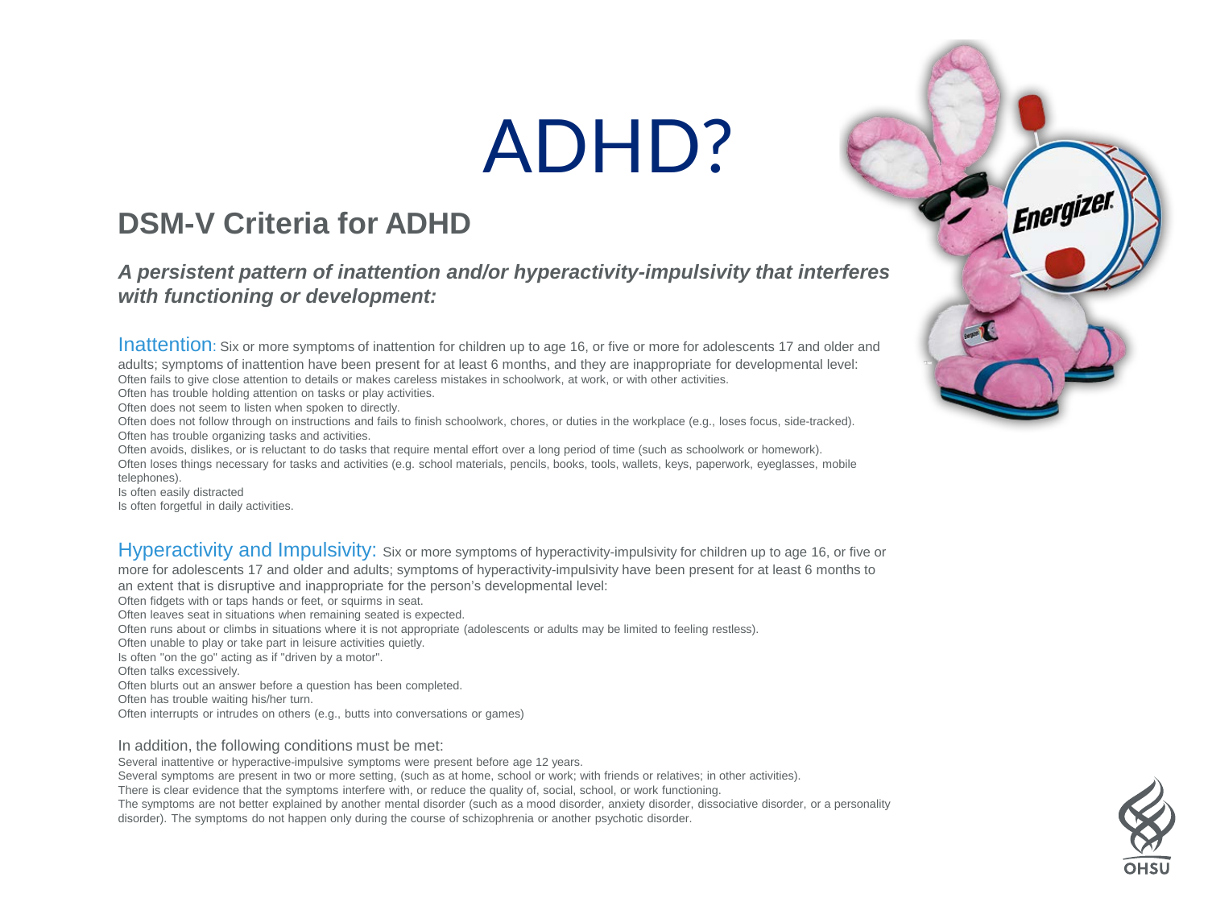# ADHD?

## DSM-V Criteria for ADHD

***A persistent pattern of inattention and/or hyperactivity-impulsivity that interferes with functioning or development:***

Inattention: Six or more symptoms of inattention for children up to age 16, or five or more for adolescents 17 and older and adults; symptoms of inattention have been present for at least 6 months, and they are inappropriate for developmental level:

Often fails to give close attention to details or makes careless mistakes in schoolwork, at work, or with other activities.
Often has trouble holding attention on tasks or play activities.
Often does not seem to listen when spoken to directly.
Often does not follow through on instructions and fails to finish schoolwork, chores, or duties in the workplace (e.g., loses focus, side-tracked).
Often has trouble organizing tasks and activities.
Often avoids, dislikes, or is reluctant to do tasks that require mental effort over a long period of time (such as schoolwork or homework).
Often loses things necessary for tasks and activities (e.g. school materials, pencils, books, tools, wallets, keys, paperwork, eyeglasses, mobile telephones).
Is often easily distracted
Is often forgetful in daily activities.

Hyperactivity and Impulsivity: Six or more symptoms of hyperactivity-impulsivity for children up to age 16, or five or more for adolescents 17 and older and adults; symptoms of hyperactivity-impulsivity have been present for at least 6 months to an extent that is disruptive and inappropriate for the person's developmental level:

Often fidgets with or taps hands or feet, or squirms in seat.
Often leaves seat in situations when remaining seated is expected.
Often runs about or climbs in situations where it is not appropriate (adolescents or adults may be limited to feeling restless).
Often unable to play or take part in leisure activities quietly.
Is often "on the go" acting as if "driven by a motor".
Often talks excessively.
Often blurts out an answer before a question has been completed.
Often has trouble waiting his/her turn.
Often interrupts or intrudes on others (e.g., butts into conversations or games)

In addition, the following conditions must be met:

Several inattentive or hyperactive-impulsive symptoms were present before age 12 years.
Several symptoms are present in two or more setting, (such as at home, school or work; with friends or relatives; in other activities).
There is clear evidence that the symptoms interfere with, or reduce the quality of, social, school, or work functioning.
The symptoms are not better explained by another mental disorder (such as a mood disorder, anxiety disorder, dissociative disorder, or a personality disorder). The symptoms do not happen only during the course of schizophrenia or another psychotic disorder.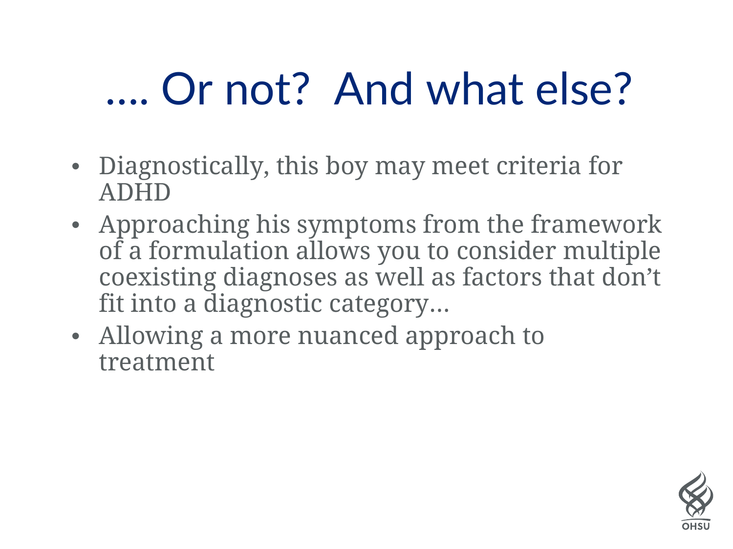# …. Or not? And what else?

- Diagnostically, this boy may meet criteria for ADHD
- Approaching his symptoms from the framework of a formulation allows you to consider multiple coexisting diagnoses as well as factors that don't fit into a diagnostic category…
- Allowing a more nuanced approach to treatment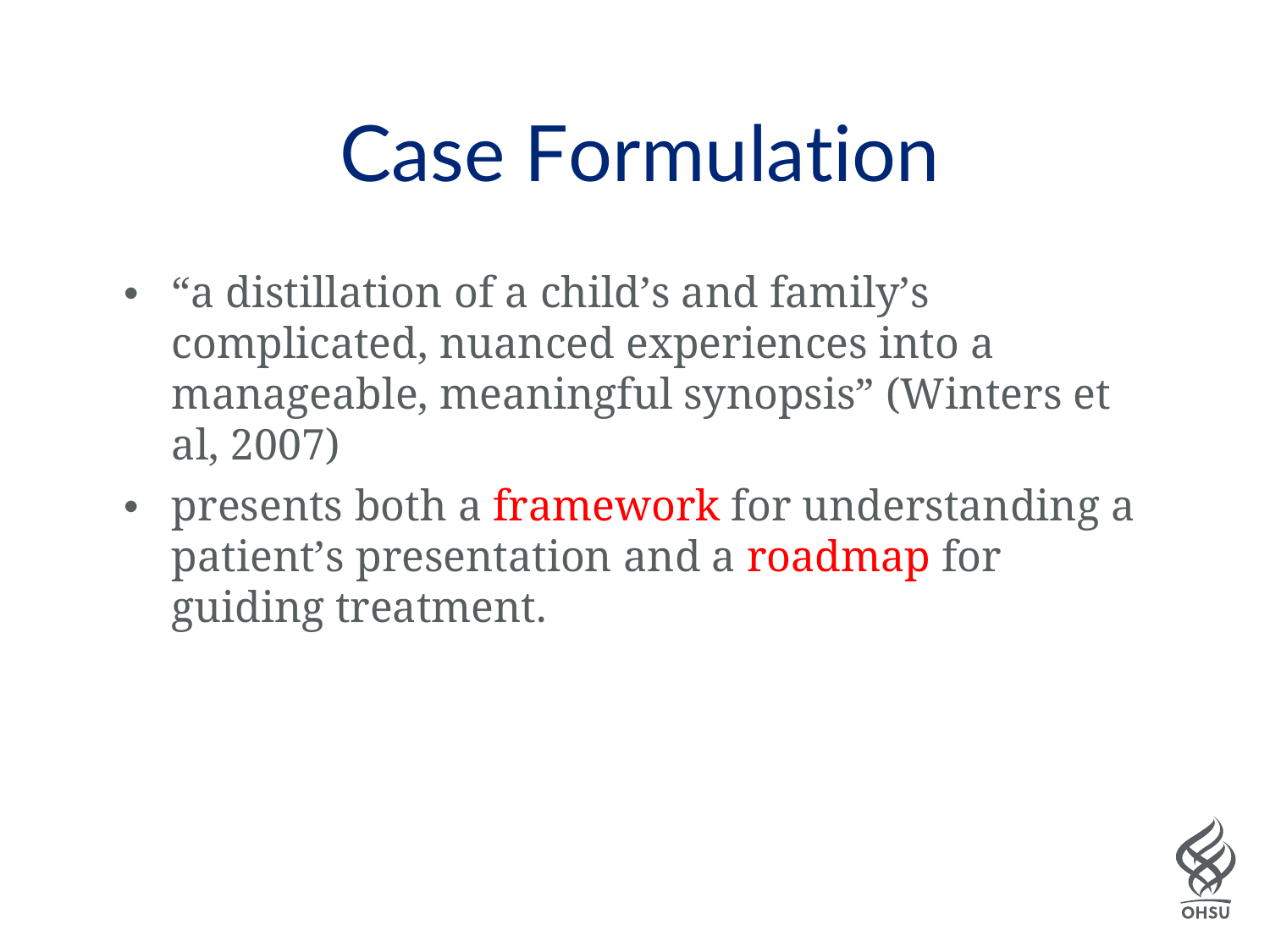# Case Formulation

- “a distillation of a child’s and family’s complicated, nuanced experiences into a manageable, meaningful synopsis” (Winters et al, 2007)
- presents both a framework for understanding a patient’s presentation and a roadmap for guiding treatment.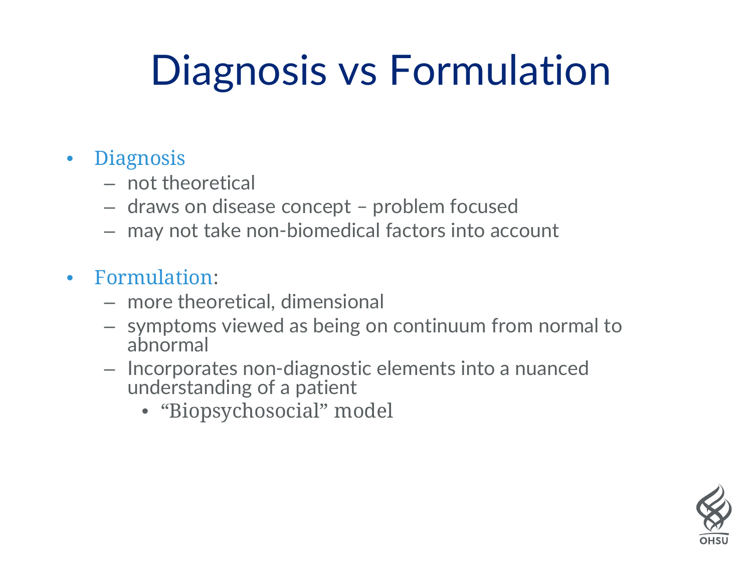# Diagnosis vs Formulation

- Diagnosis
  - not theoretical
  - draws on disease concept – problem focused
  - may not take non-biomedical factors into account

- Formulation:
  - more theoretical, dimensional
  - symptoms viewed as being on continuum from normal to abnormal
  - Incorporates non-diagnostic elements into a nuanced understanding of a patient
    - "Biopsychosocial" model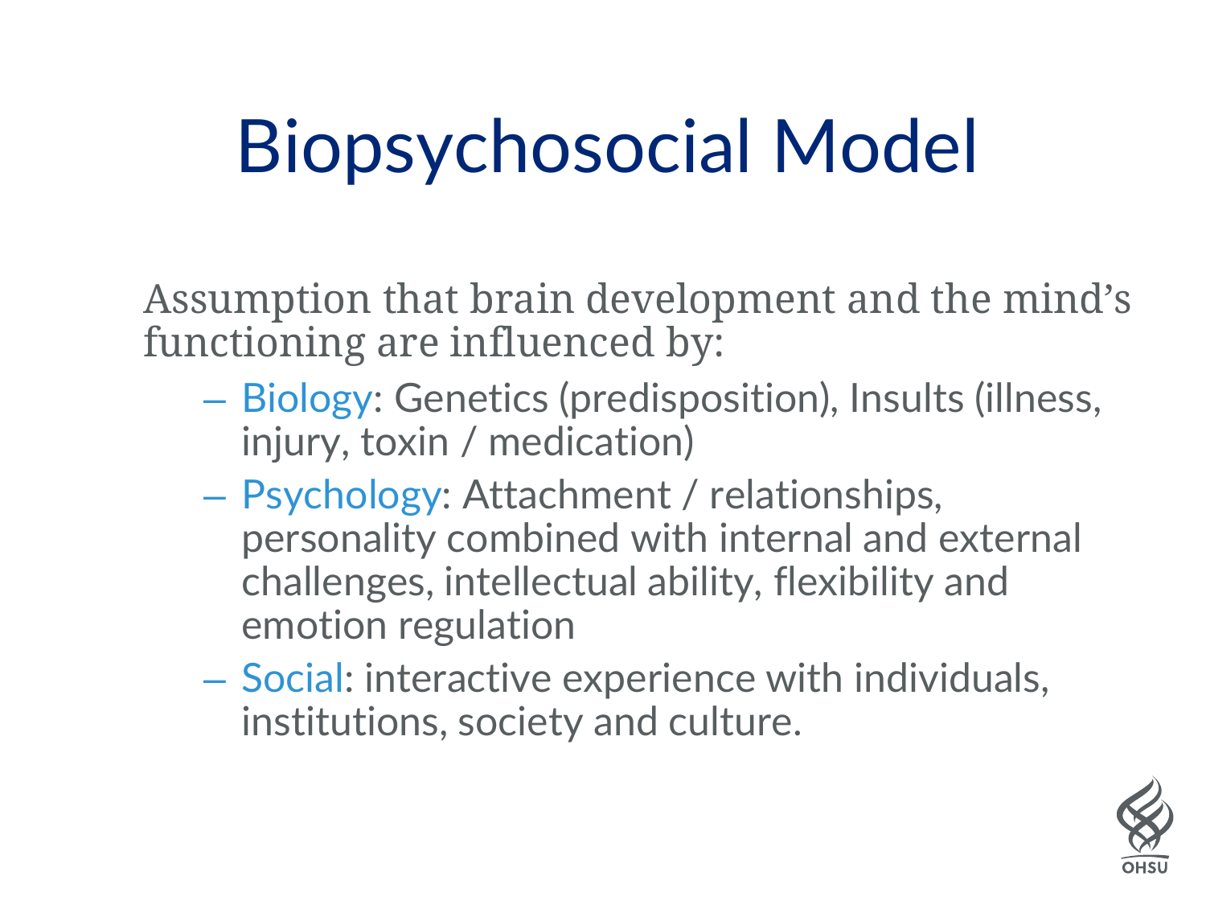# Biopsychosocial Model

Assumption that brain development and the mind's functioning are influenced by:

- Biology: Genetics (predisposition), Insults (illness, injury, toxin / medication)
- Psychology: Attachment / relationships, personality combined with internal and external challenges, intellectual ability, flexibility and emotion regulation
- Social: interactive experience with individuals, institutions, society and culture.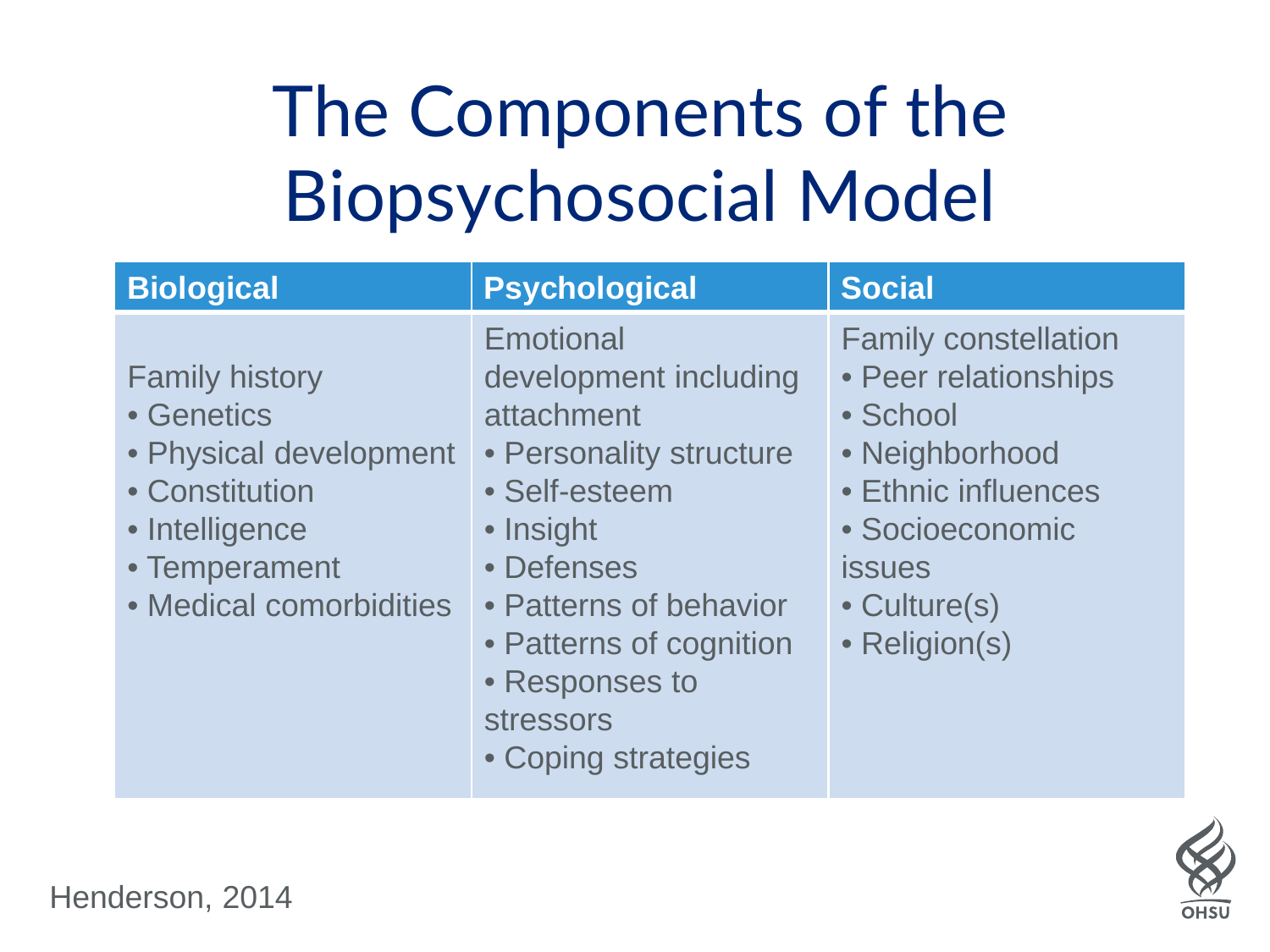# The Components of the Biopsychosocial Model

| Biological | Psychological | Social |
| --- | --- | --- |
| Family history<br>• Genetics<br>• Physical development<br>• Constitution<br>• Intelligence<br>• Temperament<br>• Medical comorbidities | Emotional development including attachment<br>• Personality structure<br>• Self-esteem<br>• Insight<br>• Defenses<br>• Patterns of behavior<br>• Patterns of cognition<br>• Responses to stressors<br>• Coping strategies | Family constellation<br>• Peer relationships<br>• School<br>• Neighborhood<br>• Ethnic influences<br>• Socioeconomic issues<br>• Culture(s)<br>• Religion(s) |

Henderson, 2014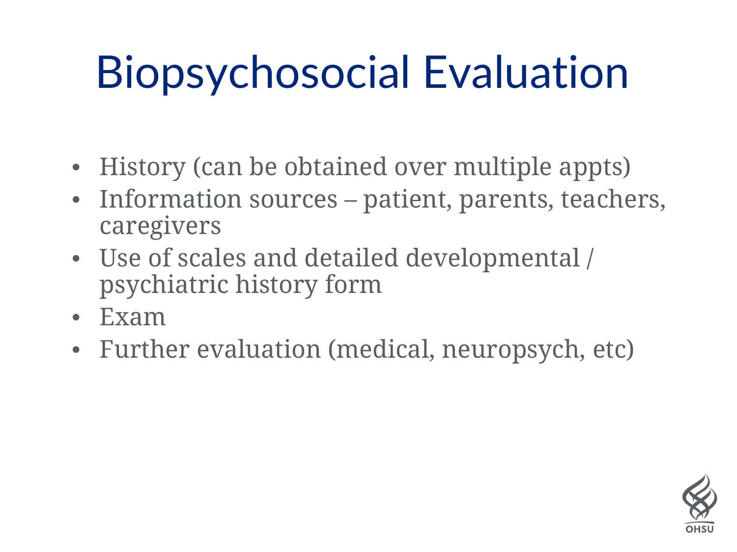# Biopsychosocial Evaluation

- History (can be obtained over multiple appts)
- Information sources – patient, parents, teachers, caregivers
- Use of scales and detailed developmental / psychiatric history form
- Exam
- Further evaluation (medical, neuropsych, etc)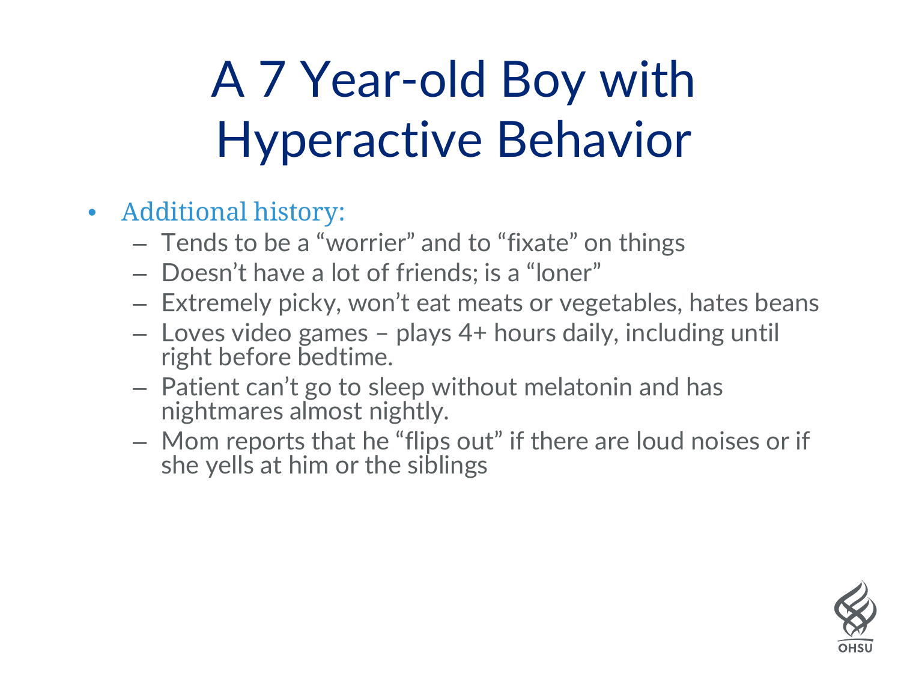# A 7 Year-old Boy with Hyperactive Behavior

- Additional history:
  - Tends to be a "worrier" and to "fixate" on things
  - Doesn't have a lot of friends; is a "loner"
  - Extremely picky, won't eat meats or vegetables, hates beans
  - Loves video games – plays 4+ hours daily, including until right before bedtime.
  - Patient can't go to sleep without melatonin and has nightmares almost nightly.
  - Mom reports that he "flips out" if there are loud noises or if she yells at him or the siblings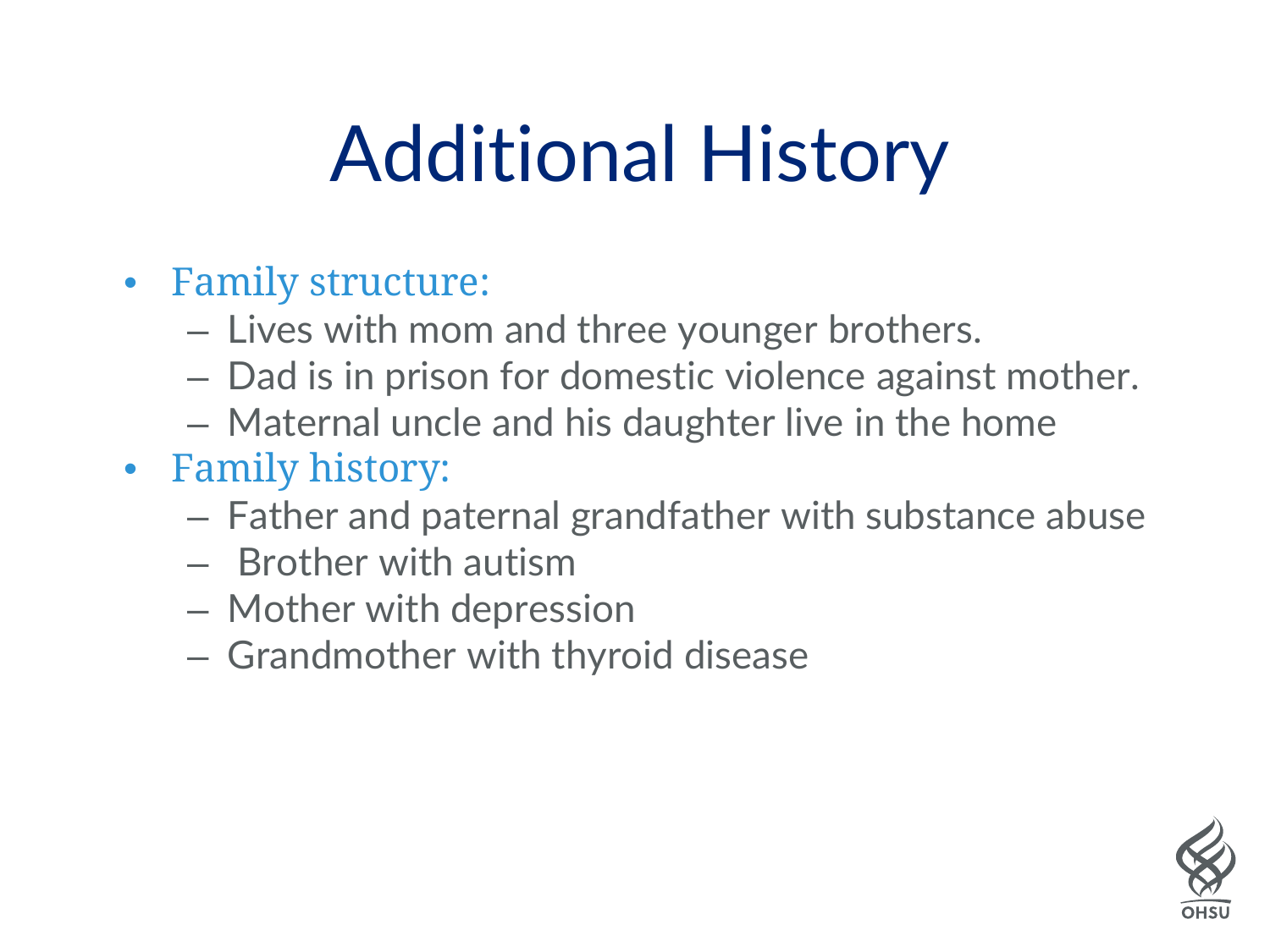# Additional History

- Family structure:
  - Lives with mom and three younger brothers.
  - Dad is in prison for domestic violence against mother.
  - Maternal uncle and his daughter live in the home
- Family history:
  - Father and paternal grandfather with substance abuse
  - Brother with autism
  - Mother with depression
  - Grandmother with thyroid disease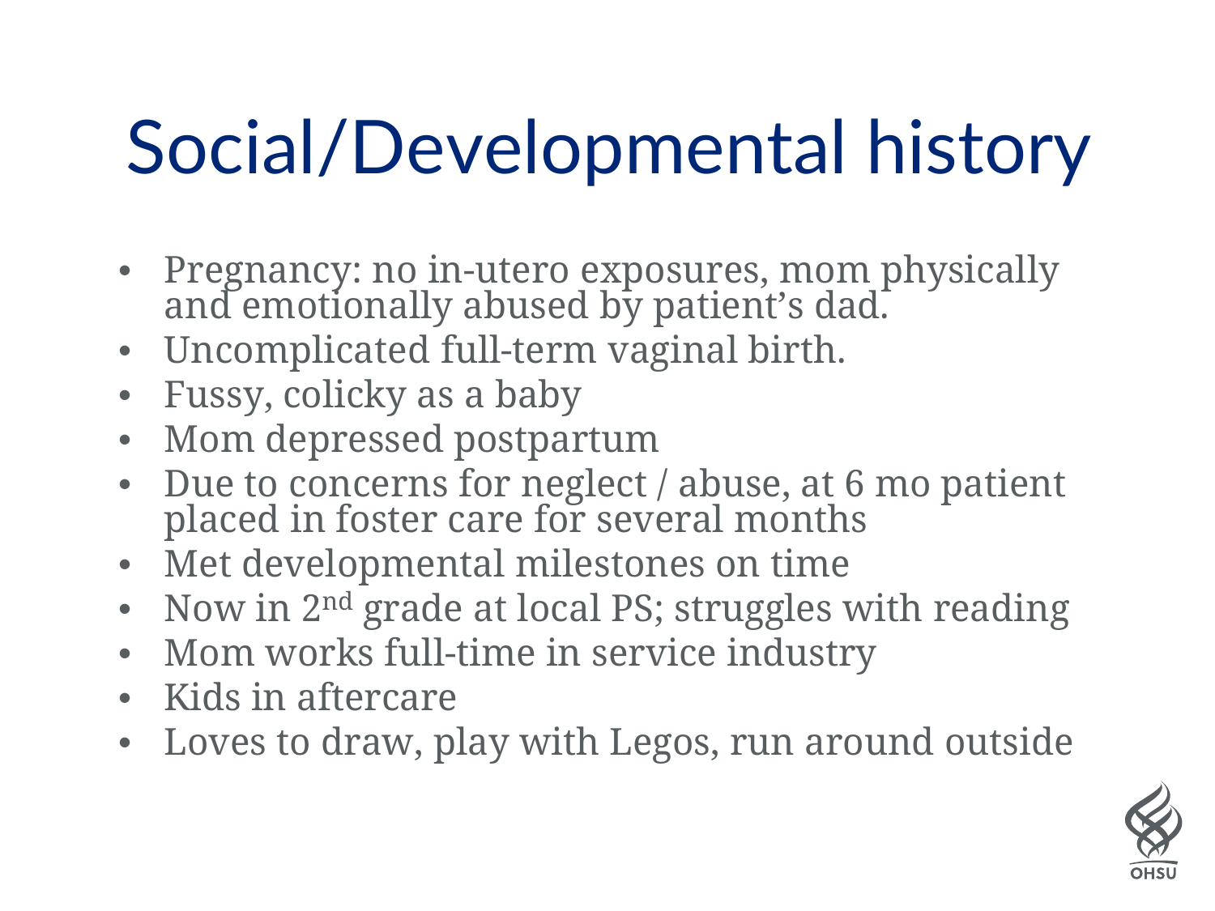# Social/Developmental history

- Pregnancy: no in-utero exposures, mom physically and emotionally abused by patient's dad.
- Uncomplicated full-term vaginal birth.
- Fussy, colicky as a baby
- Mom depressed postpartum
- Due to concerns for neglect / abuse, at 6 mo patient placed in foster care for several months
- Met developmental milestones on time
- Now in 2nd grade at local PS; struggles with reading
- Mom works full-time in service industry
- Kids in aftercare
- Loves to draw, play with Legos, run around outside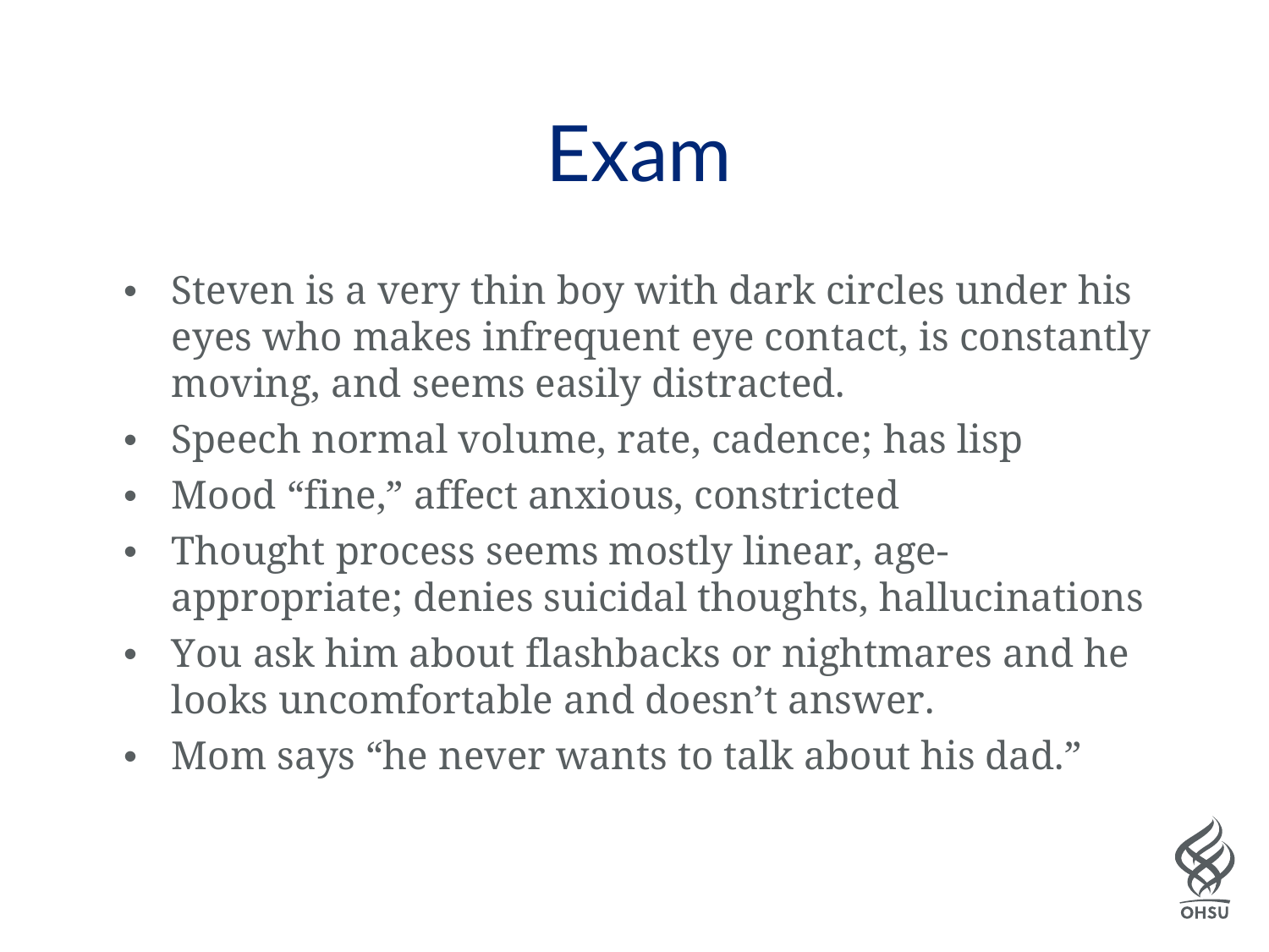# Exam

- Steven is a very thin boy with dark circles under his eyes who makes infrequent eye contact, is constantly moving, and seems easily distracted.
- Speech normal volume, rate, cadence; has lisp
- Mood “fine,” affect anxious, constricted
- Thought process seems mostly linear, age-appropriate; denies suicidal thoughts, hallucinations
- You ask him about flashbacks or nightmares and he looks uncomfortable and doesn’t answer.
- Mom says “he never wants to talk about his dad.”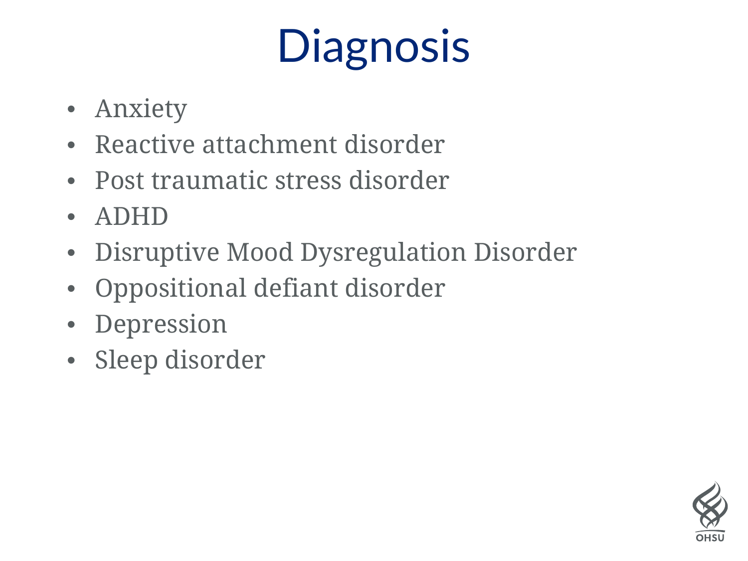# Diagnosis

- Anxiety
- Reactive attachment disorder
- Post traumatic stress disorder
- ADHD
- Disruptive Mood Dysregulation Disorder
- Oppositional defiant disorder
- Depression
- Sleep disorder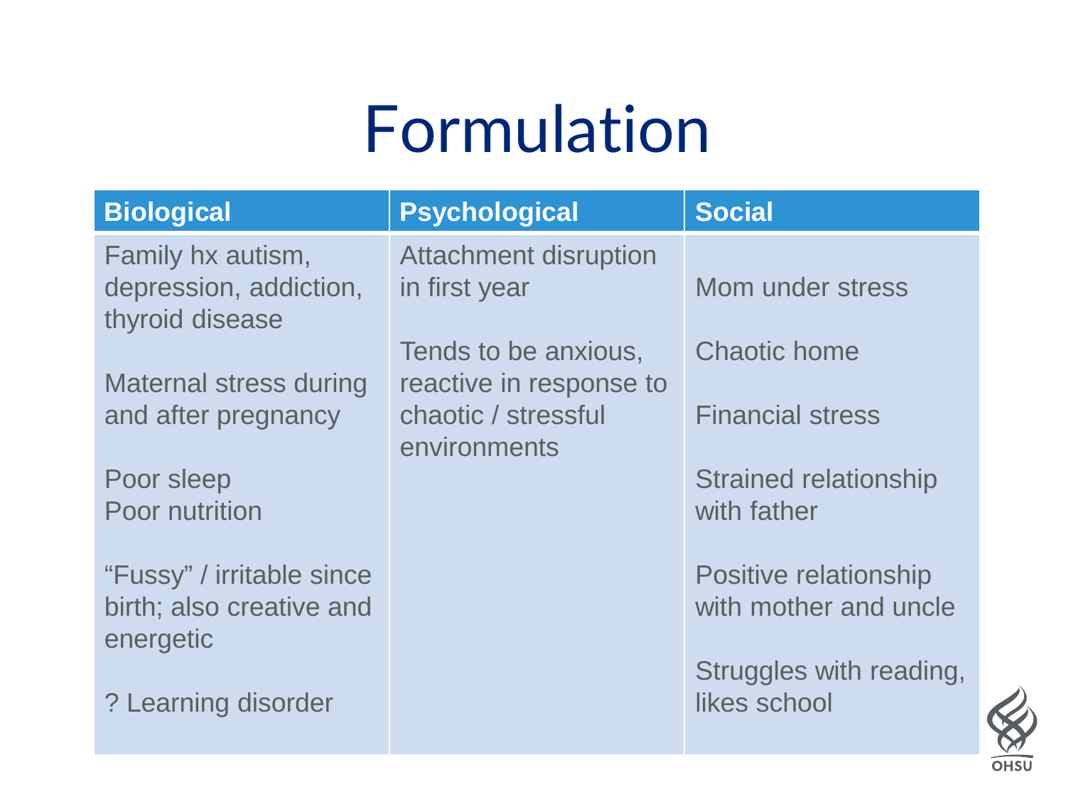# Formulation

| Biological | Psychological | Social |
|---|---|---|
| Family hx autism, depression, addiction, thyroid disease | Attachment disruption in first year | Mom under stress |
| Maternal stress during and after pregnancy | Tends to be anxious, reactive in response to chaotic / stressful environments | Chaotic home |
| Poor sleep<br>Poor nutrition | | Financial stress |
| “Fussy” / irritable since birth; also creative and energetic | | Strained relationship with father |
| ? Learning disorder | | Positive relationship with mother and uncle |
| | | Struggles with reading, likes school |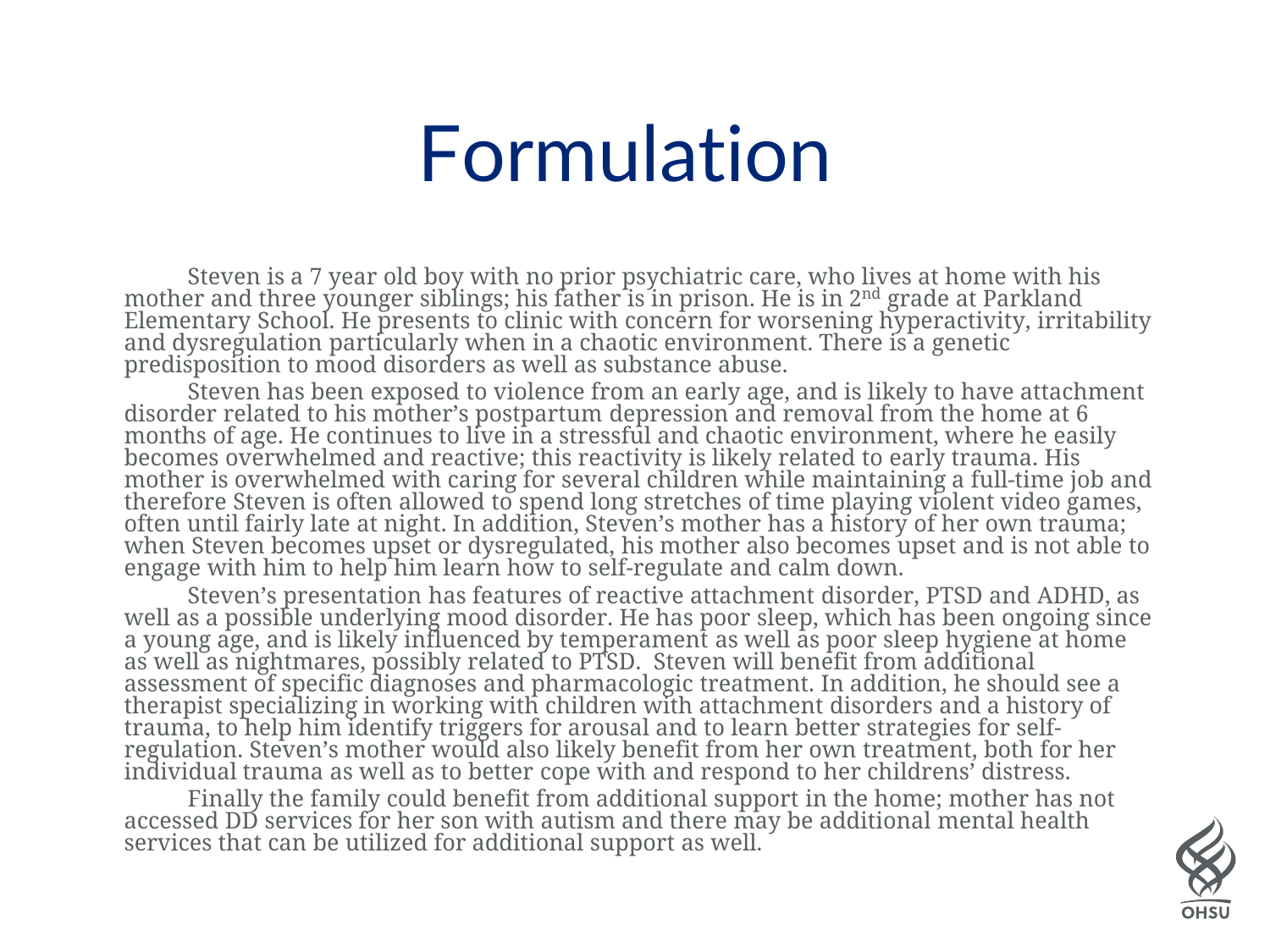# Formulation

Steven is a 7 year old boy with no prior psychiatric care, who lives at home with his mother and three younger siblings; his father is in prison. He is in 2nd grade at Parkland Elementary School. He presents to clinic with concern for worsening hyperactivity, irritability and dysregulation particularly when in a chaotic environment. There is a genetic predisposition to mood disorders as well as substance abuse.

Steven has been exposed to violence from an early age, and is likely to have attachment disorder related to his mother's postpartum depression and removal from the home at 6 months of age. He continues to live in a stressful and chaotic environment, where he easily becomes overwhelmed and reactive; this reactivity is likely related to early trauma. His mother is overwhelmed with caring for several children while maintaining a full-time job and therefore Steven is often allowed to spend long stretches of time playing violent video games, often until fairly late at night. In addition, Steven's mother has a history of her own trauma; when Steven becomes upset or dysregulated, his mother also becomes upset and is not able to engage with him to help him learn how to self-regulate and calm down.

Steven's presentation has features of reactive attachment disorder, PTSD and ADHD, as well as a possible underlying mood disorder. He has poor sleep, which has been ongoing since a young age, and is likely influenced by temperament as well as poor sleep hygiene at home as well as nightmares, possibly related to PTSD. Steven will benefit from additional assessment of specific diagnoses and pharmacologic treatment. In addition, he should see a therapist specializing in working with children with attachment disorders and a history of trauma, to help him identify triggers for arousal and to learn better strategies for self-regulation. Steven's mother would also likely benefit from her own treatment, both for her individual trauma as well as to better cope with and respond to her childrens' distress.

Finally the family could benefit from additional support in the home; mother has not accessed DD services for her son with autism and there may be additional mental health services that can be utilized for additional support as well.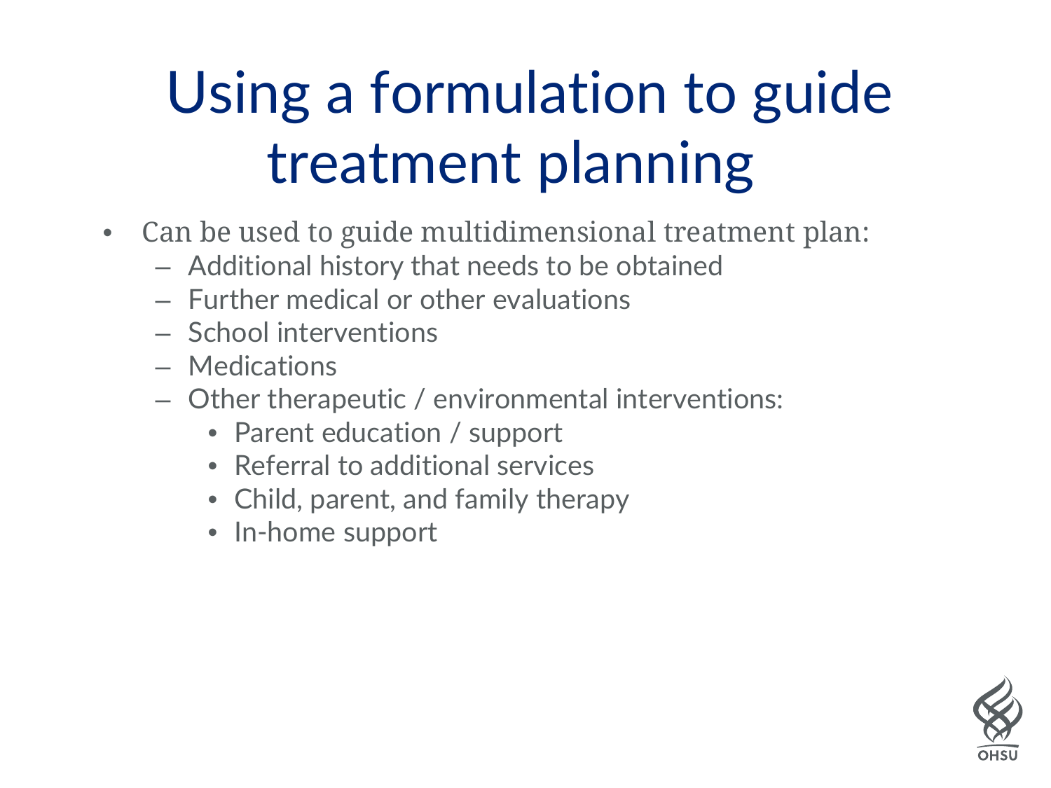# Using a formulation to guide treatment planning

- Can be used to guide multidimensional treatment plan:
  - Additional history that needs to be obtained
  - Further medical or other evaluations
  - School interventions
  - Medications
  - Other therapeutic / environmental interventions:
    - Parent education / support
    - Referral to additional services
    - Child, parent, and family therapy
    - In-home support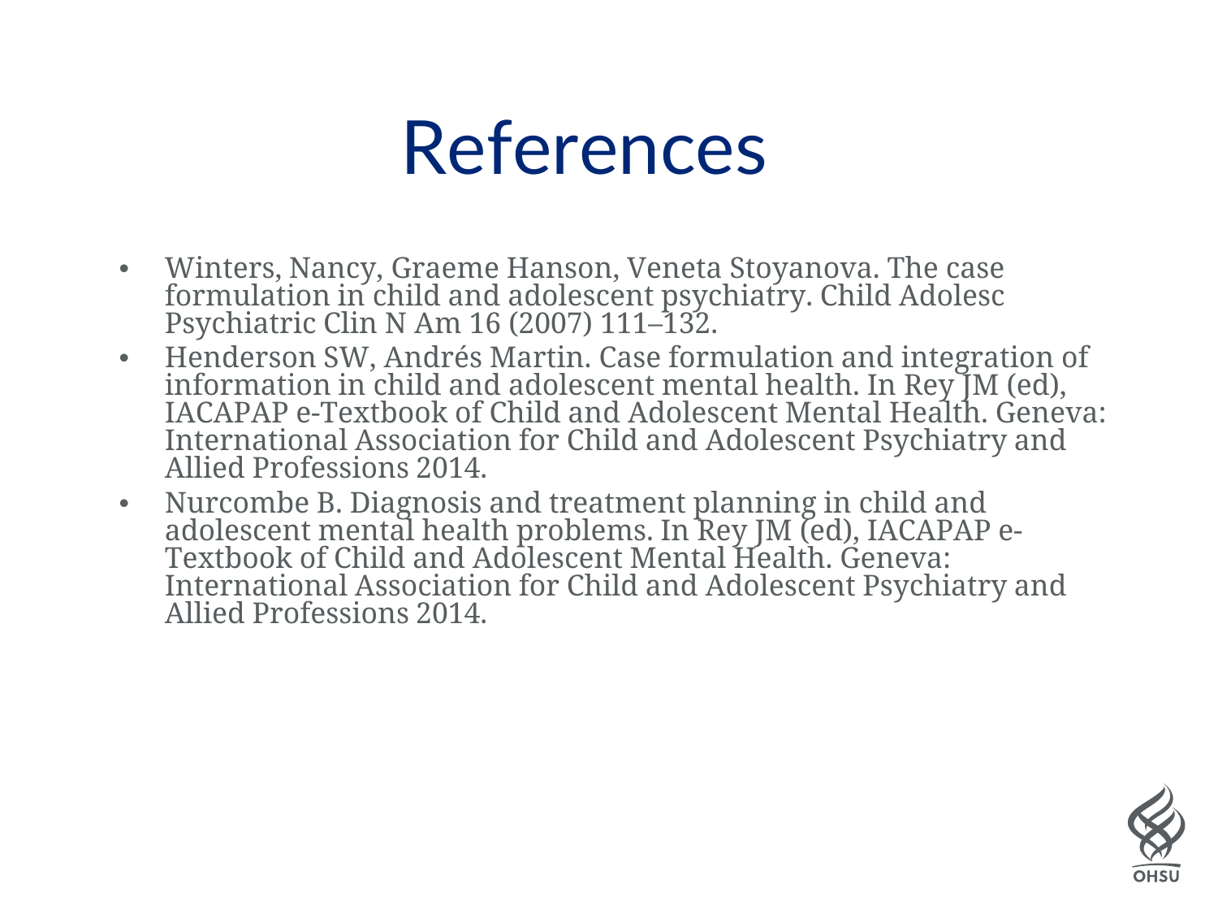# References

- Winters, Nancy, Graeme Hanson, Veneta Stoyanova. The case formulation in child and adolescent psychiatry. Child Adolesc Psychiatric Clin N Am 16 (2007) 111–132.
- Henderson SW, Andrés Martin. Case formulation and integration of information in child and adolescent mental health. In Rey JM (ed), IACAPAP e-Textbook of Child and Adolescent Mental Health. Geneva: International Association for Child and Adolescent Psychiatry and Allied Professions 2014.
- Nurcombe B. Diagnosis and treatment planning in child and adolescent mental health problems. In Rey JM (ed), IACAPAP e-Textbook of Child and Adolescent Mental Health. Geneva: International Association for Child and Adolescent Psychiatry and Allied Professions 2014.